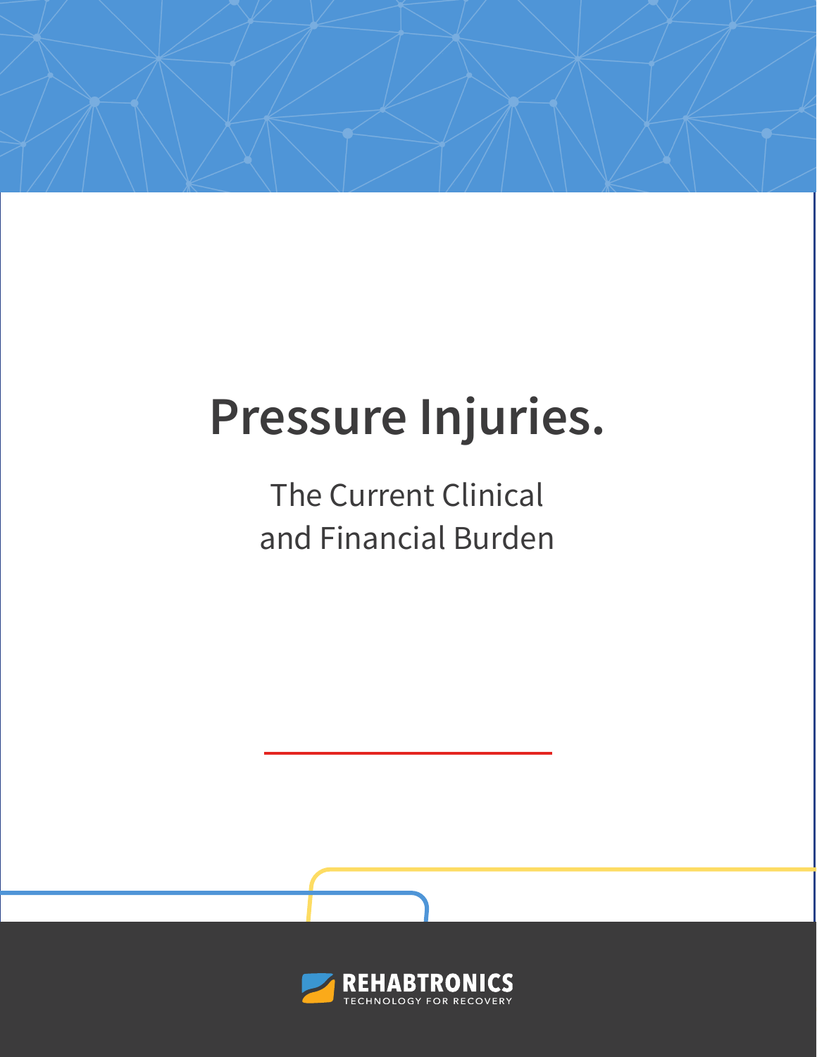# Pressure Injuries.

The Current Clinical and Financial Burden

REHABTRONICS
TECHNOLOGY FOR RECOVERY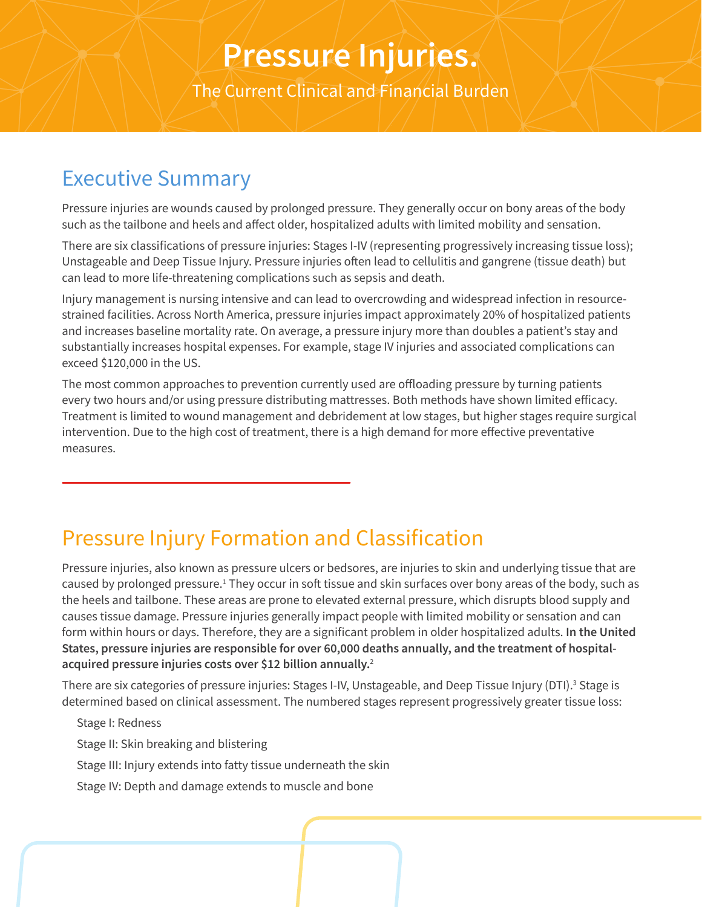# Pressure Injuries.

The Current Clinical and Financial Burden

## Executive Summary

Pressure injuries are wounds caused by prolonged pressure. They generally occur on bony areas of the body such as the tailbone and heels and affect older, hospitalized adults with limited mobility and sensation.

There are six classifications of pressure injuries: Stages I-IV (representing progressively increasing tissue loss); Unstageable and Deep Tissue Injury. Pressure injuries often lead to cellulitis and gangrene (tissue death) but can lead to more life-threatening complications such as sepsis and death.

Injury management is nursing intensive and can lead to overcrowding and widespread infection in resource-strained facilities. Across North America, pressure injuries impact approximately 20% of hospitalized patients and increases baseline mortality rate. On average, a pressure injury more than doubles a patient's stay and substantially increases hospital expenses. For example, stage IV injuries and associated complications can exceed $120,000 in the US.

The most common approaches to prevention currently used are offloading pressure by turning patients every two hours and/or using pressure distributing mattresses. Both methods have shown limited efficacy. Treatment is limited to wound management and debridement at low stages, but higher stages require surgical intervention. Due to the high cost of treatment, there is a high demand for more effective preventative measures.

## Pressure Injury Formation and Classification

Pressure injuries, also known as pressure ulcers or bedsores, are injuries to skin and underlying tissue that are caused by prolonged pressure.[1] They occur in soft tissue and skin surfaces over bony areas of the body, such as the heels and tailbone. These areas are prone to elevated external pressure, which disrupts blood supply and causes tissue damage. Pressure injuries generally impact people with limited mobility or sensation and can form within hours or days. Therefore, they are a significant problem in older hospitalized adults. **In the United States, pressure injuries are responsible for over 60,000 deaths annually, and the treatment of hospital-acquired pressure injuries costs over $12 billion annually.**[2]

There are six categories of pressure injuries: Stages I-IV, Unstageable, and Deep Tissue Injury (DTI).[3] Stage is determined based on clinical assessment. The numbered stages represent progressively greater tissue loss:

- Stage I: Redness
- Stage II: Skin breaking and blistering
- Stage III: Injury extends into fatty tissue underneath the skin
- Stage IV: Depth and damage extends to muscle and bone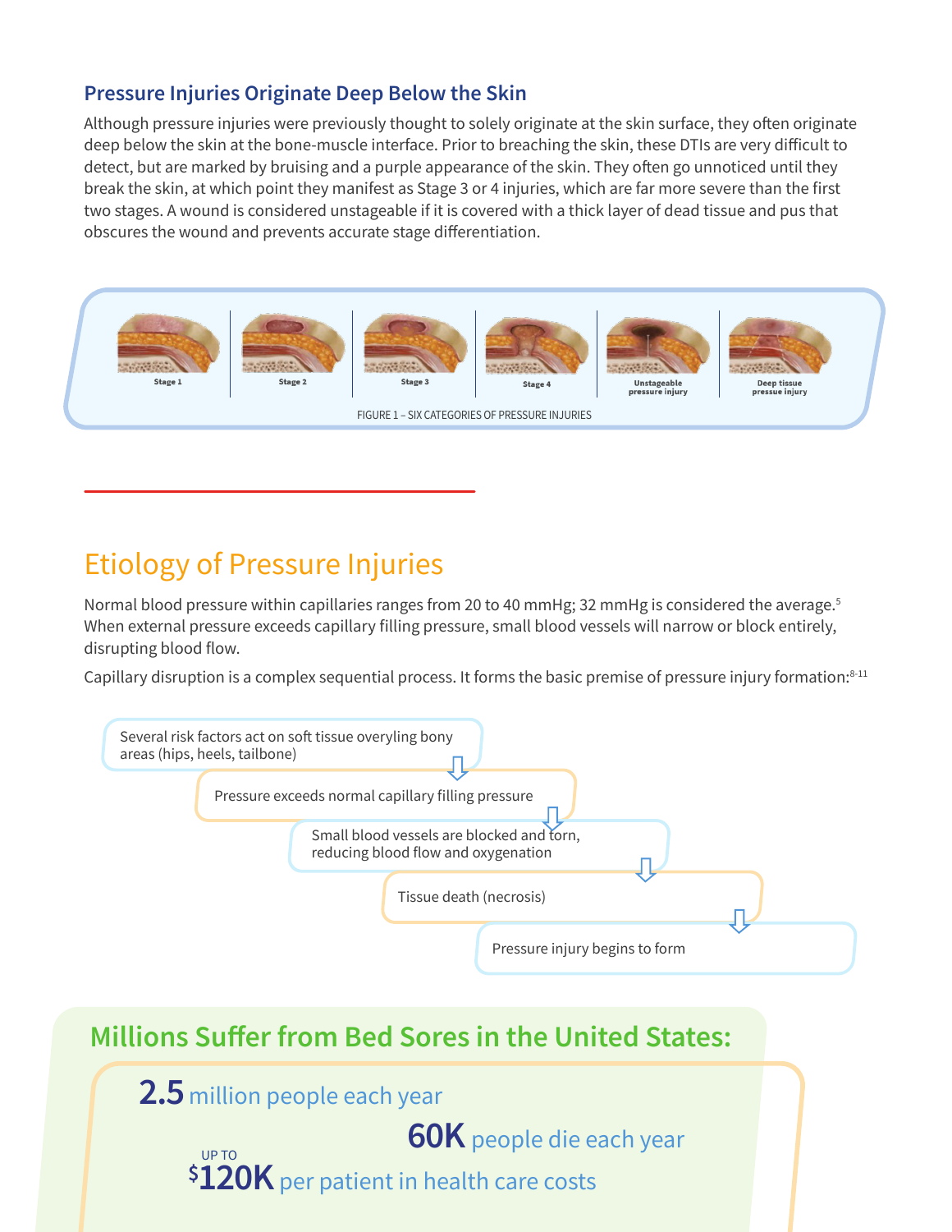## Pressure Injuries Originate Deep Below the Skin

Although pressure injuries were previously thought to solely originate at the skin surface, they often originate deep below the skin at the bone-muscle interface. Prior to breaching the skin, these DTIs are very difficult to detect, but are marked by bruising and a purple appearance of the skin. They often go unnoticed until they break the skin, at which point they manifest as Stage 3 or 4 injuries, which are far more severe than the first two stages. A wound is considered unstageable if it is covered with a thick layer of dead tissue and pus that obscures the wound and prevents accurate stage differentiation.

Stage 1 | Stage 2 | Stage 3 | Stage 4 | Unstageable pressure injury | Deep tissue pressue injury

FIGURE 1 – SIX CATEGORIES OF PRESSURE INJURIES

# Etiology of Pressure Injuries

Normal blood pressure within capillaries ranges from 20 to 40 mmHg; 32 mmHg is considered the average.[5] When external pressure exceeds capillary filling pressure, small blood vessels will narrow or block entirely, disrupting blood flow.

Capillary disruption is a complex sequential process. It forms the basic premise of pressure injury formation:[8-11]

- Several risk factors act on soft tissue overyling bony areas (hips, heels, tailbone)
- ⇩ Pressure exceeds normal capillary filling pressure
- ⇩ Small blood vessels are blocked and torn, reducing blood flow and oxygenation
- ⇩ Tissue death (necrosis)
- ⇩ Pressure injury begins to form

## Millions Suffer from Bed Sores in the United States:

**2.5** million people each year

**60K** people die each year

UP TO **$120K** per patient in health care costs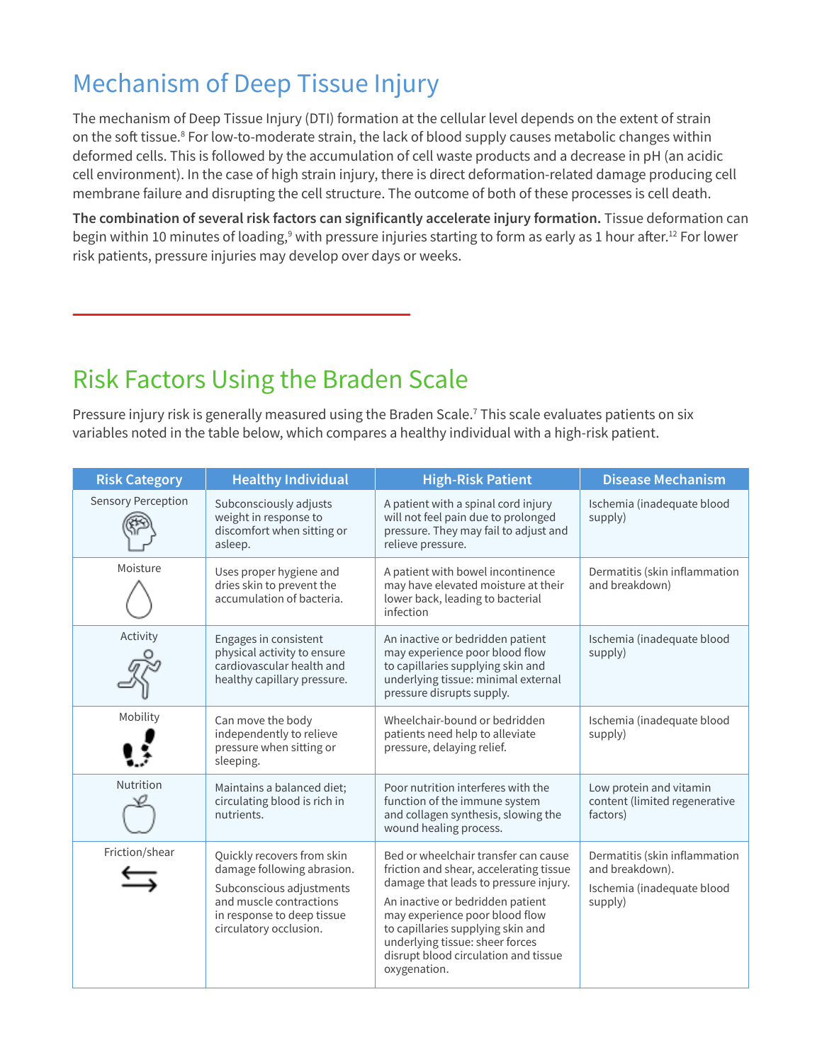## Mechanism of Deep Tissue Injury

The mechanism of Deep Tissue Injury (DTI) formation at the cellular level depends on the extent of strain on the soft tissue.[8] For low-to-moderate strain, the lack of blood supply causes metabolic changes within deformed cells. This is followed by the accumulation of cell waste products and a decrease in pH (an acidic cell environment). In the case of high strain injury, there is direct deformation-related damage producing cell membrane failure and disrupting the cell structure. The outcome of both of these processes is cell death.

**The combination of several risk factors can significantly accelerate injury formation.** Tissue deformation can begin within 10 minutes of loading,[9] with pressure injuries starting to form as early as 1 hour after.[12] For lower risk patients, pressure injuries may develop over days or weeks.

## Risk Factors Using the Braden Scale

Pressure injury risk is generally measured using the Braden Scale.[7] This scale evaluates patients on six variables noted in the table below, which compares a healthy individual with a high-risk patient.

| Risk Category | Healthy Individual | High-Risk Patient | Disease Mechanism |
|---|---|---|---|
| Sensory Perception | Subconsciously adjusts weight in response to discomfort when sitting or asleep. | A patient with a spinal cord injury will not feel pain due to prolonged pressure. They may fail to adjust and relieve pressure. | Ischemia (inadequate blood supply) |
| Moisture | Uses proper hygiene and dries skin to prevent the accumulation of bacteria. | A patient with bowel incontinence may have elevated moisture at their lower back, leading to bacterial infection | Dermatitis (skin inflammation and breakdown) |
| Activity | Engages in consistent physical activity to ensure cardiovascular health and healthy capillary pressure. | An inactive or bedridden patient may experience poor blood flow to capillaries supplying skin and underlying tissue: minimal external pressure disrupts supply. | Ischemia (inadequate blood supply) |
| Mobility | Can move the body independently to relieve pressure when sitting or sleeping. | Wheelchair-bound or bedridden patients need help to alleviate pressure, delaying relief. | Ischemia (inadequate blood supply) |
| Nutrition | Maintains a balanced diet; circulating blood is rich in nutrients. | Poor nutrition interferes with the function of the immune system and collagen synthesis, slowing the wound healing process. | Low protein and vitamin content (limited regenerative factors) |
| Friction/shear | Quickly recovers from skin damage following abrasion. Subconscious adjustments and muscle contractions in response to deep tissue circulatory occlusion. | Bed or wheelchair transfer can cause friction and shear, accelerating tissue damage that leads to pressure injury. An inactive or bedridden patient may experience poor blood flow to capillaries supplying skin and underlying tissue: sheer forces disrupt blood circulation and tissue oxygenation. | Dermatitis (skin inflammation and breakdown). Ischemia (inadequate blood supply) |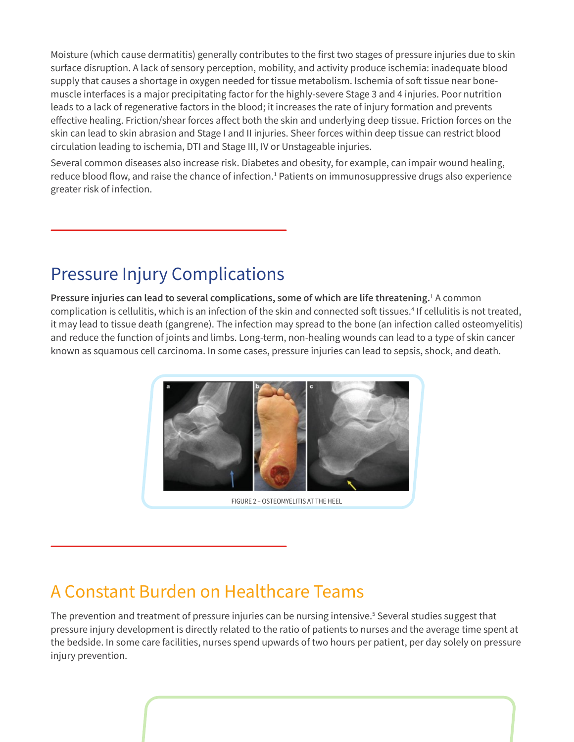Moisture (which cause dermatitis) generally contributes to the first two stages of pressure injuries due to skin surface disruption. A lack of sensory perception, mobility, and activity produce ischemia: inadequate blood supply that causes a shortage in oxygen needed for tissue metabolism. Ischemia of soft tissue near bone-muscle interfaces is a major precipitating factor for the highly-severe Stage 3 and 4 injuries. Poor nutrition leads to a lack of regenerative factors in the blood; it increases the rate of injury formation and prevents effective healing. Friction/shear forces affect both the skin and underlying deep tissue. Friction forces on the skin can lead to skin abrasion and Stage I and II injuries. Sheer forces within deep tissue can restrict blood circulation leading to ischemia, DTI and Stage III, IV or Unstageable injuries.

Several common diseases also increase risk. Diabetes and obesity, for example, can impair wound healing, reduce blood flow, and raise the chance of infection.[1] Patients on immunosuppressive drugs also experience greater risk of infection.

## Pressure Injury Complications

**Pressure injuries can lead to several complications, some of which are life threatening.**[1] A common complication is cellulitis, which is an infection of the skin and connected soft tissues.[4] If cellulitis is not treated, it may lead to tissue death (gangrene). The infection may spread to the bone (an infection called osteomyelitis) and reduce the function of joints and limbs. Long-term, non-healing wounds can lead to a type of skin cancer known as squamous cell carcinoma. In some cases, pressure injuries can lead to sepsis, shock, and death.

FIGURE 2 – OSTEOMYELITIS AT THE HEEL

## A Constant Burden on Healthcare Teams

The prevention and treatment of pressure injuries can be nursing intensive.[5] Several studies suggest that pressure injury development is directly related to the ratio of patients to nurses and the average time spent at the bedside. In some care facilities, nurses spend upwards of two hours per patient, per day solely on pressure injury prevention.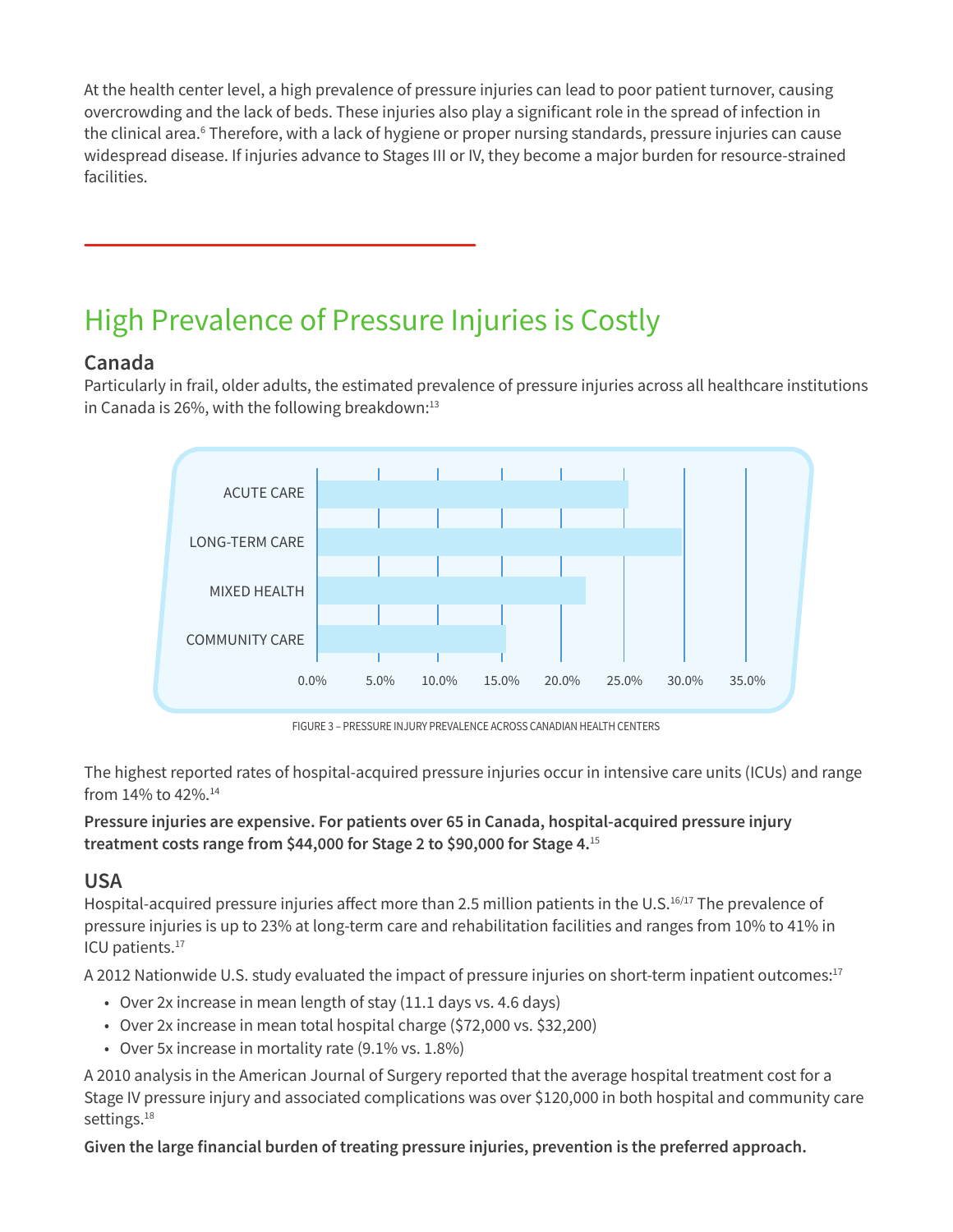At the health center level, a high prevalence of pressure injuries can lead to poor patient turnover, causing overcrowding and the lack of beds. These injuries also play a significant role in the spread of infection in the clinical area.[6] Therefore, with a lack of hygiene or proper nursing standards, pressure injuries can cause widespread disease. If injuries advance to Stages III or IV, they become a major burden for resource-strained facilities.

## High Prevalence of Pressure Injuries is Costly

### Canada

Particularly in frail, older adults, the estimated prevalence of pressure injuries across all healthcare institutions in Canada is 26%, with the following breakdown:[13]

FIGURE 3 – PRESSURE INJURY PREVALENCE ACROSS CANADIAN HEALTH CENTERS

The highest reported rates of hospital-acquired pressure injuries occur in intensive care units (ICUs) and range from 14% to 42%.[14]

**Pressure injuries are expensive. For patients over 65 in Canada, hospital-acquired pressure injury treatment costs range from $44,000 for Stage 2 to $90,000 for Stage 4.**[15]

### USA

Hospital-acquired pressure injuries affect more than 2.5 million patients in the U.S.[16/17] The prevalence of pressure injuries is up to 23% at long-term care and rehabilitation facilities and ranges from 10% to 41% in ICU patients.[17]

A 2012 Nationwide U.S. study evaluated the impact of pressure injuries on short-term inpatient outcomes:[17]

- Over 2x increase in mean length of stay (11.1 days vs. 4.6 days)
- Over 2x increase in mean total hospital charge ($72,000 vs. $32,200)
- Over 5x increase in mortality rate (9.1% vs. 1.8%)

A 2010 analysis in the American Journal of Surgery reported that the average hospital treatment cost for a Stage IV pressure injury and associated complications was over $120,000 in both hospital and community care settings.[18]

**Given the large financial burden of treating pressure injuries, prevention is the preferred approach.**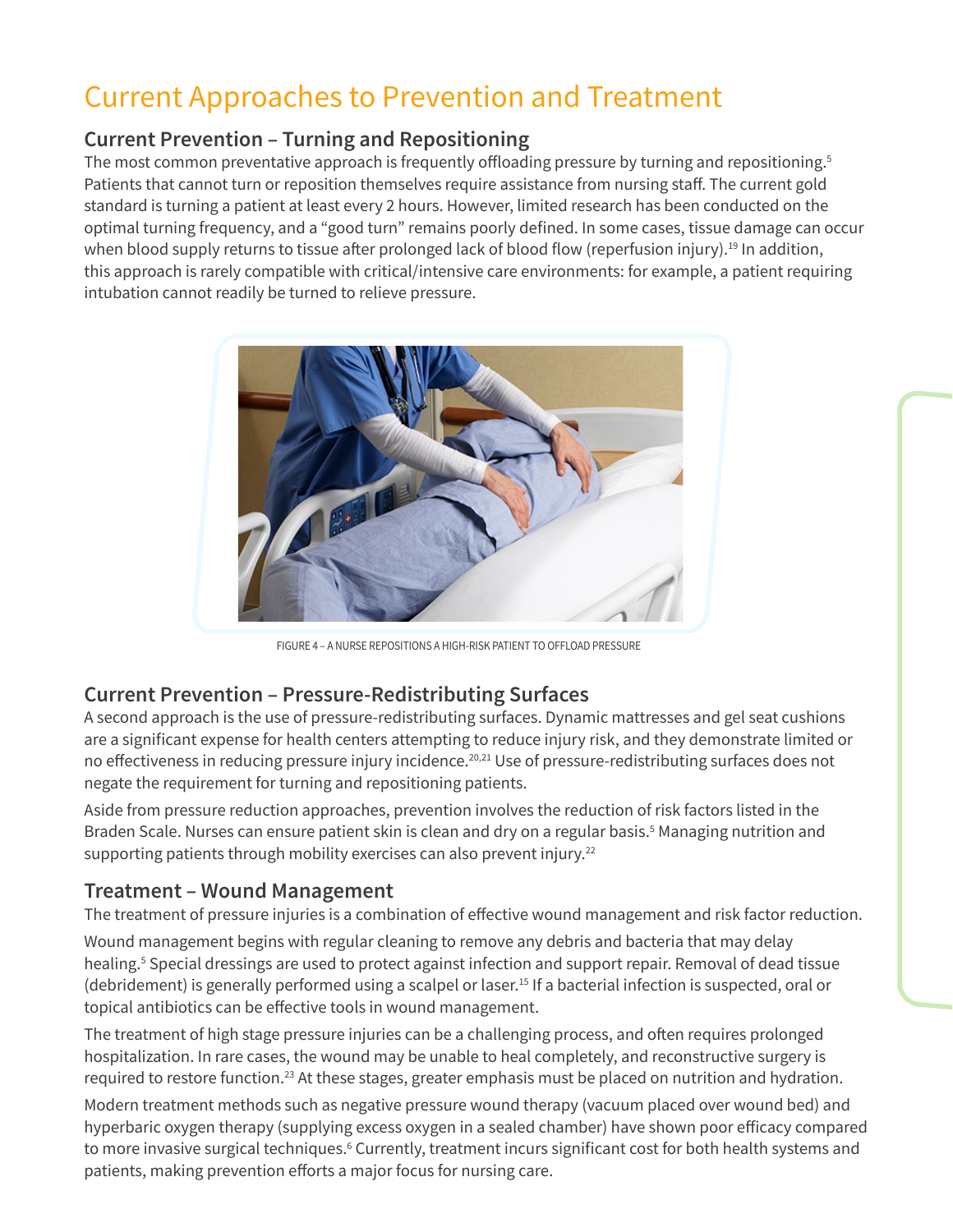# Current Approaches to Prevention and Treatment

## Current Prevention – Turning and Repositioning

The most common preventative approach is frequently offloading pressure by turning and repositioning.[5] Patients that cannot turn or reposition themselves require assistance from nursing staff. The current gold standard is turning a patient at least every 2 hours. However, limited research has been conducted on the optimal turning frequency, and a "good turn" remains poorly defined. In some cases, tissue damage can occur when blood supply returns to tissue after prolonged lack of blood flow (reperfusion injury).[19] In addition, this approach is rarely compatible with critical/intensive care environments: for example, a patient requiring intubation cannot readily be turned to relieve pressure.

FIGURE 4 – A NURSE REPOSITIONS A HIGH-RISK PATIENT TO OFFLOAD PRESSURE

## Current Prevention – Pressure-Redistributing Surfaces

A second approach is the use of pressure-redistributing surfaces. Dynamic mattresses and gel seat cushions are a significant expense for health centers attempting to reduce injury risk, and they demonstrate limited or no effectiveness in reducing pressure injury incidence.[20,21] Use of pressure-redistributing surfaces does not negate the requirement for turning and repositioning patients.

Aside from pressure reduction approaches, prevention involves the reduction of risk factors listed in the Braden Scale. Nurses can ensure patient skin is clean and dry on a regular basis.[5] Managing nutrition and supporting patients through mobility exercises can also prevent injury.[22]

## Treatment – Wound Management

The treatment of pressure injuries is a combination of effective wound management and risk factor reduction.

Wound management begins with regular cleaning to remove any debris and bacteria that may delay healing.[5] Special dressings are used to protect against infection and support repair. Removal of dead tissue (debridement) is generally performed using a scalpel or laser.[15] If a bacterial infection is suspected, oral or topical antibiotics can be effective tools in wound management.

The treatment of high stage pressure injuries can be a challenging process, and often requires prolonged hospitalization. In rare cases, the wound may be unable to heal completely, and reconstructive surgery is required to restore function.[23] At these stages, greater emphasis must be placed on nutrition and hydration.

Modern treatment methods such as negative pressure wound therapy (vacuum placed over wound bed) and hyperbaric oxygen therapy (supplying excess oxygen in a sealed chamber) have shown poor efficacy compared to more invasive surgical techniques.[6] Currently, treatment incurs significant cost for both health systems and patients, making prevention efforts a major focus for nursing care.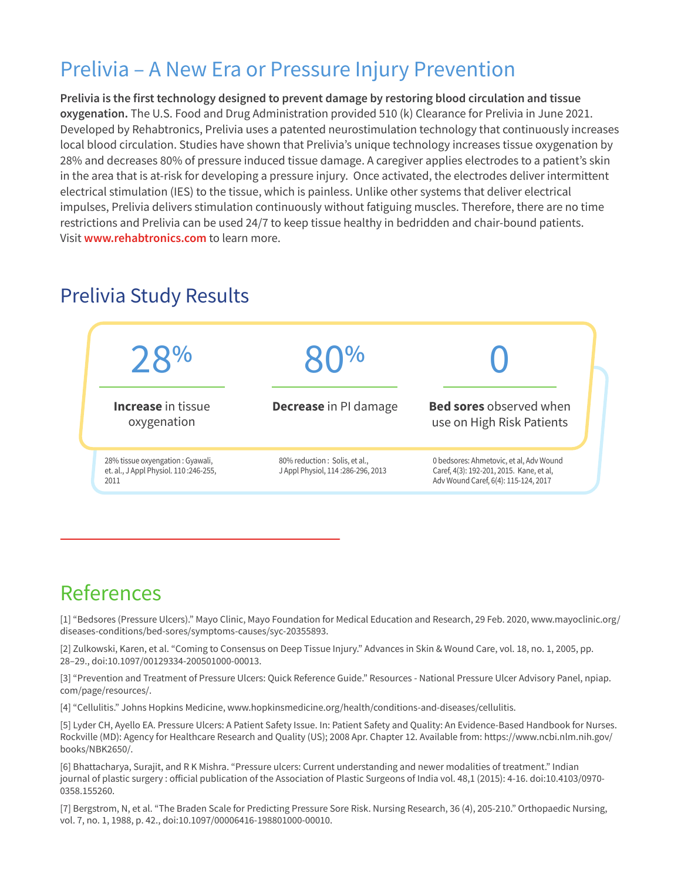# Prelivia – A New Era or Pressure Injury Prevention

**Prelivia is the first technology designed to prevent damage by restoring blood circulation and tissue oxygenation.** The U.S. Food and Drug Administration provided 510 (k) Clearance for Prelivia in June 2021. Developed by Rehabtronics, Prelivia uses a patented neurostimulation technology that continuously increases local blood circulation. Studies have shown that Prelivia's unique technology increases tissue oxygenation by 28% and decreases 80% of pressure induced tissue damage. A caregiver applies electrodes to a patient's skin in the area that is at-risk for developing a pressure injury. Once activated, the electrodes deliver intermittent electrical stimulation (IES) to the tissue, which is painless. Unlike other systems that deliver electrical impulses, Prelivia delivers stimulation continuously without fatiguing muscles. Therefore, there are no time restrictions and Prelivia can be used 24/7 to keep tissue healthy in bedridden and chair-bound patients. Visit www.rehabtronics.com to learn more.

## Prelivia Study Results

| 28% | 80% | 0 |
|---|---|---|
| **Increase** in tissue oxygenation | **Decrease** in PI damage | **Bed sores** observed when use on High Risk Patients |
| 28% tissue oxyengation : Gyawali, et. al., J Appl Physiol. 110 :246-255, 2011 | 80% reduction : Solis, et al., J Appl Physiol, 114 :286-296, 2013 | 0 bedsores: Ahmetovic, et al, Adv Wound Caref, 4(3): 192-201, 2015. Kane, et al, Adv Wound Caref, 6(4): 115-124, 2017 |

## References

[1] "Bedsores (Pressure Ulcers)." Mayo Clinic, Mayo Foundation for Medical Education and Research, 29 Feb. 2020, www.mayoclinic.org/diseases-conditions/bed-sores/symptoms-causes/syc-20355893.

[2] Zulkowski, Karen, et al. "Coming to Consensus on Deep Tissue Injury." Advances in Skin & Wound Care, vol. 18, no. 1, 2005, pp. 28–29., doi:10.1097/00129334-200501000-00013.

[3] "Prevention and Treatment of Pressure Ulcers: Quick Reference Guide." Resources - National Pressure Ulcer Advisory Panel, npiap.com/page/resources/.

[4] "Cellulitis." Johns Hopkins Medicine, www.hopkinsmedicine.org/health/conditions-and-diseases/cellulitis.

[5] Lyder CH, Ayello EA. Pressure Ulcers: A Patient Safety Issue. In: Patient Safety and Quality: An Evidence-Based Handbook for Nurses. Rockville (MD): Agency for Healthcare Research and Quality (US); 2008 Apr. Chapter 12. Available from: https://www.ncbi.nlm.nih.gov/books/NBK2650/.

[6] Bhattacharya, Surajit, and R K Mishra. "Pressure ulcers: Current understanding and newer modalities of treatment." Indian journal of plastic surgery : official publication of the Association of Plastic Surgeons of India vol. 48,1 (2015): 4-16. doi:10.4103/0970-0358.155260.

[7] Bergstrom, N, et al. "The Braden Scale for Predicting Pressure Sore Risk. Nursing Research, 36 (4), 205-210." Orthopaedic Nursing, vol. 7, no. 1, 1988, p. 42., doi:10.1097/00006416-198801000-00010.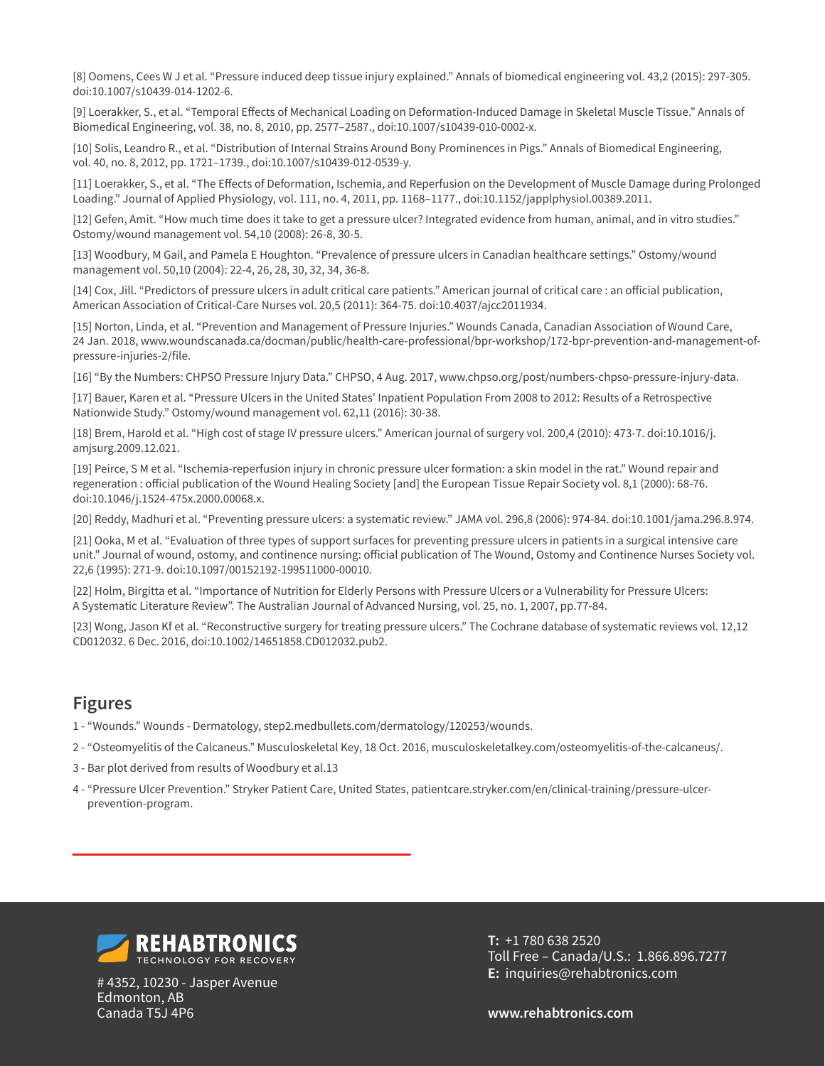[8] Oomens, Cees W J et al. "Pressure induced deep tissue injury explained." Annals of biomedical engineering vol. 43,2 (2015): 297-305. doi:10.1007/s10439-014-1202-6.

[9] Loerakker, S., et al. "Temporal Effects of Mechanical Loading on Deformation-Induced Damage in Skeletal Muscle Tissue." Annals of Biomedical Engineering, vol. 38, no. 8, 2010, pp. 2577–2587., doi:10.1007/s10439-010-0002-x.

[10] Solis, Leandro R., et al. "Distribution of Internal Strains Around Bony Prominences in Pigs." Annals of Biomedical Engineering, vol. 40, no. 8, 2012, pp. 1721–1739., doi:10.1007/s10439-012-0539-y.

[11] Loerakker, S., et al. "The Effects of Deformation, Ischemia, and Reperfusion on the Development of Muscle Damage during Prolonged Loading." Journal of Applied Physiology, vol. 111, no. 4, 2011, pp. 1168–1177., doi:10.1152/japplphysiol.00389.2011.

[12] Gefen, Amit. "How much time does it take to get a pressure ulcer? Integrated evidence from human, animal, and in vitro studies." Ostomy/wound management vol. 54,10 (2008): 26-8, 30-5.

[13] Woodbury, M Gail, and Pamela E Houghton. "Prevalence of pressure ulcers in Canadian healthcare settings." Ostomy/wound management vol. 50,10 (2004): 22-4, 26, 28, 30, 32, 34, 36-8.

[14] Cox, Jill. "Predictors of pressure ulcers in adult critical care patients." American journal of critical care : an official publication, American Association of Critical-Care Nurses vol. 20,5 (2011): 364-75. doi:10.4037/ajcc2011934.

[15] Norton, Linda, et al. "Prevention and Management of Pressure Injuries." Wounds Canada, Canadian Association of Wound Care, 24 Jan. 2018, www.woundscanada.ca/docman/public/health-care-professional/bpr-workshop/172-bpr-prevention-and-management-of-pressure-injuries-2/file.

[16] "By the Numbers: CHPSO Pressure Injury Data." CHPSO, 4 Aug. 2017, www.chpso.org/post/numbers-chpso-pressure-injury-data.

[17] Bauer, Karen et al. "Pressure Ulcers in the United States' Inpatient Population From 2008 to 2012: Results of a Retrospective Nationwide Study." Ostomy/wound management vol. 62,11 (2016): 30-38.

[18] Brem, Harold et al. "High cost of stage IV pressure ulcers." American journal of surgery vol. 200,4 (2010): 473-7. doi:10.1016/j.amjsurg.2009.12.021.

[19] Peirce, S M et al. "Ischemia-reperfusion injury in chronic pressure ulcer formation: a skin model in the rat." Wound repair and regeneration : official publication of the Wound Healing Society [and] the European Tissue Repair Society vol. 8,1 (2000): 68-76. doi:10.1046/j.1524-475x.2000.00068.x.

[20] Reddy, Madhuri et al. "Preventing pressure ulcers: a systematic review." JAMA vol. 296,8 (2006): 974-84. doi:10.1001/jama.296.8.974.

[21] Ooka, M et al. "Evaluation of three types of support surfaces for preventing pressure ulcers in patients in a surgical intensive care unit." Journal of wound, ostomy, and continence nursing: official publication of The Wound, Ostomy and Continence Nurses Society vol. 22,6 (1995): 271-9. doi:10.1097/00152192-199511000-00010.

[22] Holm, Birgitta et al. "Importance of Nutrition for Elderly Persons with Pressure Ulcers or a Vulnerability for Pressure Ulcers: A Systematic Literature Review". The Australian Journal of Advanced Nursing, vol. 25, no. 1, 2007, pp.77-84.

[23] Wong, Jason Kf et al. "Reconstructive surgery for treating pressure ulcers." The Cochrane database of systematic reviews vol. 12,12 CD012032. 6 Dec. 2016, doi:10.1002/14651858.CD012032.pub2.

## Figures

1 - "Wounds." Wounds - Dermatology, step2.medbullets.com/dermatology/120253/wounds.

2 - "Osteomyelitis of the Calcaneus." Musculoskeletal Key, 18 Oct. 2016, musculoskeletalkey.com/osteomyelitis-of-the-calcaneus/.

3 - Bar plot derived from results of Woodbury et al.13

4 - "Pressure Ulcer Prevention." Stryker Patient Care, United States, patientcare.stryker.com/en/clinical-training/pressure-ulcer-prevention-program.

**REHABTRONICS**
TECHNOLOGY FOR RECOVERY

# 4352, 10230 - Jasper Avenue
Edmonton, AB
Canada T5J 4P6

**T:** +1 780 638 2520
Toll Free – Canada/U.S.: 1.866.896.7277
**E:** inquiries@rehabtronics.com

**www.rehabtronics.com**